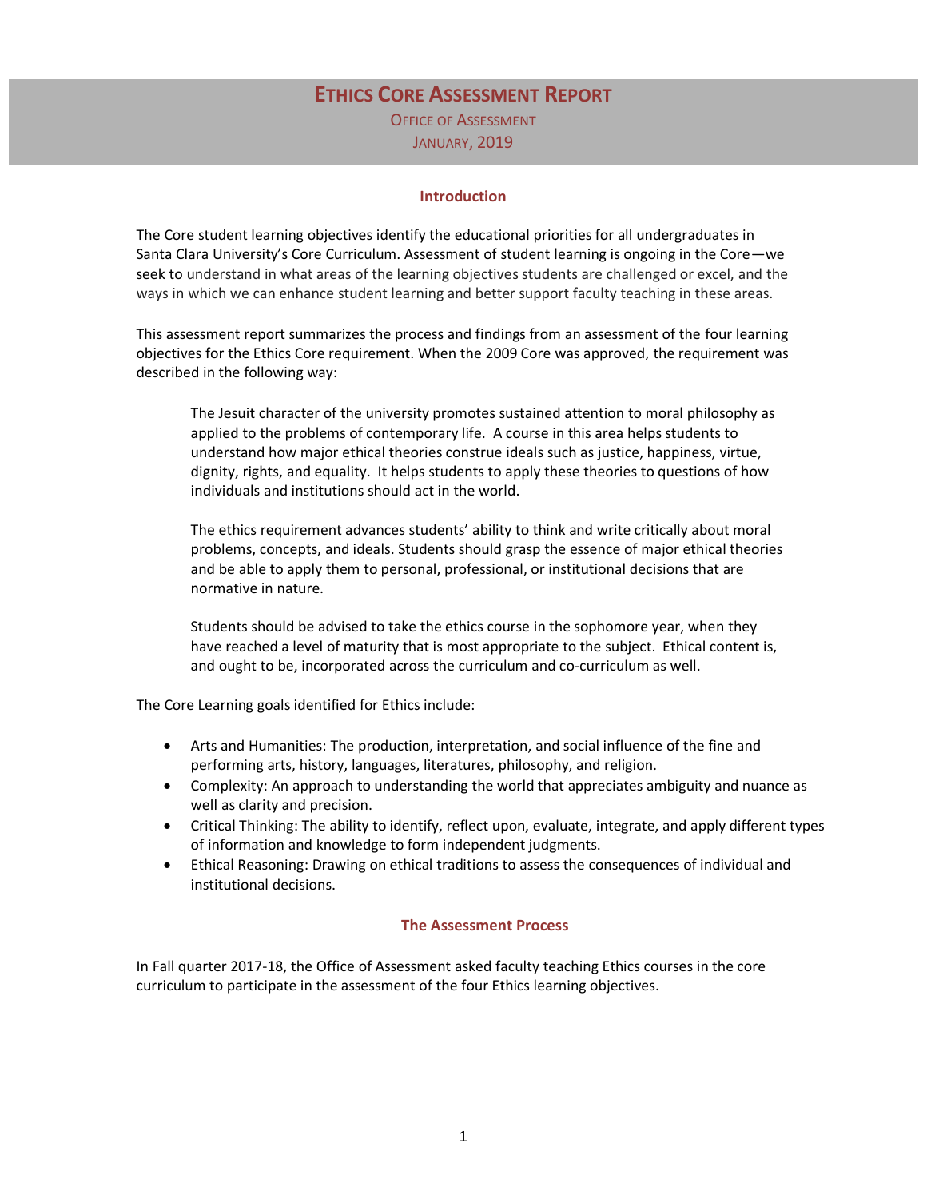# Ethics Core Assessment Report

Office of Assessment

January, 2019

## Introduction

The Core student learning objectives identify the educational priorities for all undergraduates in Santa Clara University's Core Curriculum. Assessment of student learning is ongoing in the Core—we seek to understand in what areas of the learning objectives students are challenged or excel, and the ways in which we can enhance student learning and better support faculty teaching in these areas.

This assessment report summarizes the process and findings from an assessment of the four learning objectives for the Ethics Core requirement. When the 2009 Core was approved, the requirement was described in the following way:

> The Jesuit character of the university promotes sustained attention to moral philosophy as applied to the problems of contemporary life. A course in this area helps students to understand how major ethical theories construe ideals such as justice, happiness, virtue, dignity, rights, and equality. It helps students to apply these theories to questions of how individuals and institutions should act in the world.
>
> The ethics requirement advances students' ability to think and write critically about moral problems, concepts, and ideals. Students should grasp the essence of major ethical theories and be able to apply them to personal, professional, or institutional decisions that are normative in nature.
>
> Students should be advised to take the ethics course in the sophomore year, when they have reached a level of maturity that is most appropriate to the subject. Ethical content is, and ought to be, incorporated across the curriculum and co-curriculum as well.

The Core Learning goals identified for Ethics include:

- Arts and Humanities: The production, interpretation, and social influence of the fine and performing arts, history, languages, literatures, philosophy, and religion.
- Complexity: An approach to understanding the world that appreciates ambiguity and nuance as well as clarity and precision.
- Critical Thinking: The ability to identify, reflect upon, evaluate, integrate, and apply different types of information and knowledge to form independent judgments.
- Ethical Reasoning: Drawing on ethical traditions to assess the consequences of individual and institutional decisions.

## The Assessment Process

In Fall quarter 2017-18, the Office of Assessment asked faculty teaching Ethics courses in the core curriculum to participate in the assessment of the four Ethics learning objectives.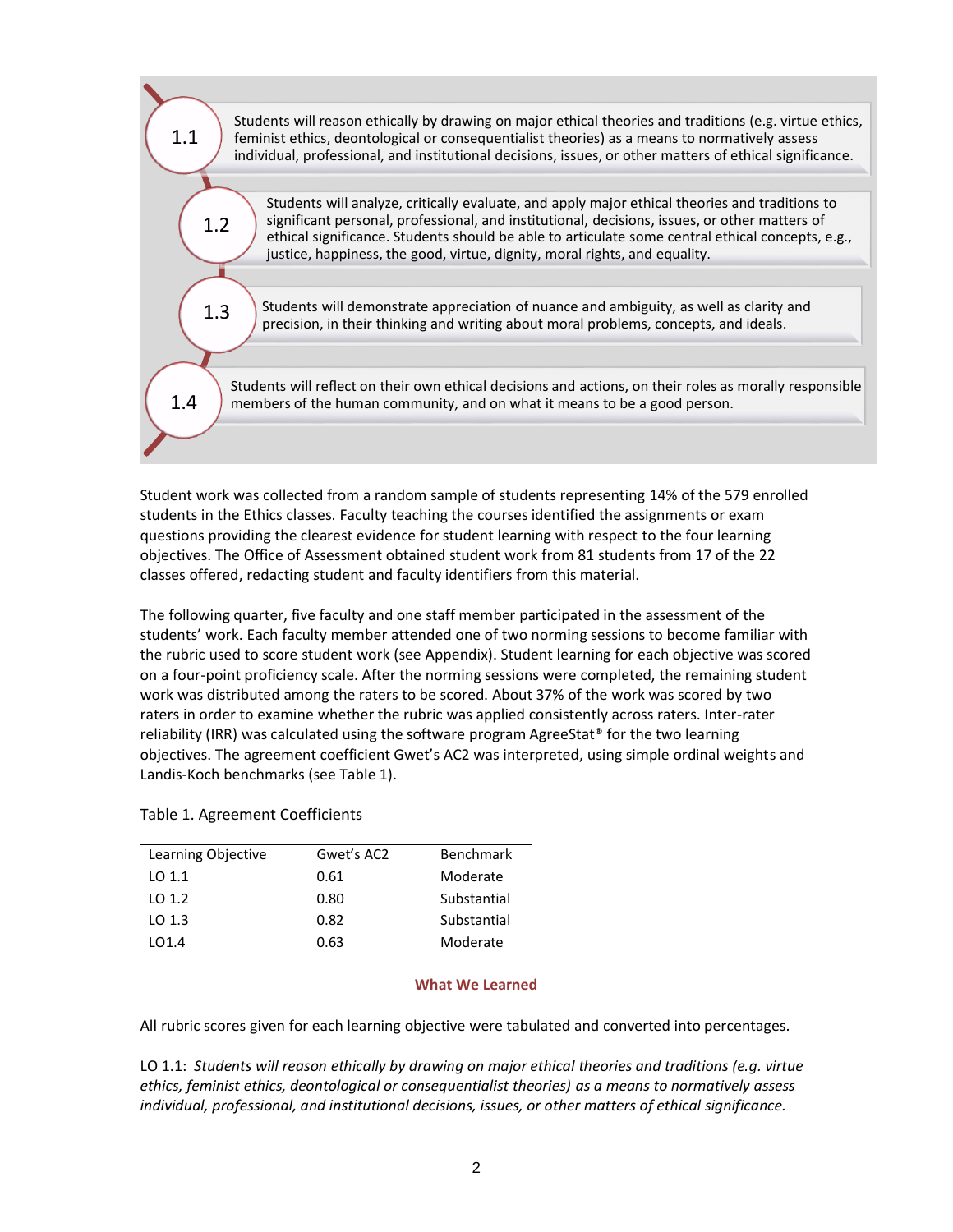1.1 Students will reason ethically by drawing on major ethical theories and traditions (e.g. virtue ethics, feminist ethics, deontological or consequentialist theories) as a means to normatively assess individual, professional, and institutional decisions, issues, or other matters of ethical significance.

1.2 Students will analyze, critically evaluate, and apply major ethical theories and traditions to significant personal, professional, and institutional, decisions, issues, or other matters of ethical significance. Students should be able to articulate some central ethical concepts, e.g., justice, happiness, the good, virtue, dignity, moral rights, and equality.

1.3 Students will demonstrate appreciation of nuance and ambiguity, as well as clarity and precision, in their thinking and writing about moral problems, concepts, and ideals.

1.4 Students will reflect on their own ethical decisions and actions, on their roles as morally responsible members of the human community, and on what it means to be a good person.

Student work was collected from a random sample of students representing 14% of the 579 enrolled students in the Ethics classes. Faculty teaching the courses identified the assignments or exam questions providing the clearest evidence for student learning with respect to the four learning objectives. The Office of Assessment obtained student work from 81 students from 17 of the 22 classes offered, redacting student and faculty identifiers from this material.

The following quarter, five faculty and one staff member participated in the assessment of the students' work. Each faculty member attended one of two norming sessions to become familiar with the rubric used to score student work (see Appendix). Student learning for each objective was scored on a four-point proficiency scale. After the norming sessions were completed, the remaining student work was distributed among the raters to be scored. About 37% of the work was scored by two raters in order to examine whether the rubric was applied consistently across raters. Inter-rater reliability (IRR) was calculated using the software program AgreeStat® for the two learning objectives. The agreement coefficient Gwet's AC2 was interpreted, using simple ordinal weights and Landis-Koch benchmarks (see Table 1).

Table 1. Agreement Coefficients

| Learning Objective | Gwet's AC2 | Benchmark |
|---|---|---|
| LO 1.1 | 0.61 | Moderate |
| LO 1.2 | 0.80 | Substantial |
| LO 1.3 | 0.82 | Substantial |
| LO1.4 | 0.63 | Moderate |

## What We Learned

All rubric scores given for each learning objective were tabulated and converted into percentages.

LO 1.1: *Students will reason ethically by drawing on major ethical theories and traditions (e.g. virtue ethics, feminist ethics, deontological or consequentialist theories) as a means to normatively assess individual, professional, and institutional decisions, issues, or other matters of ethical significance.*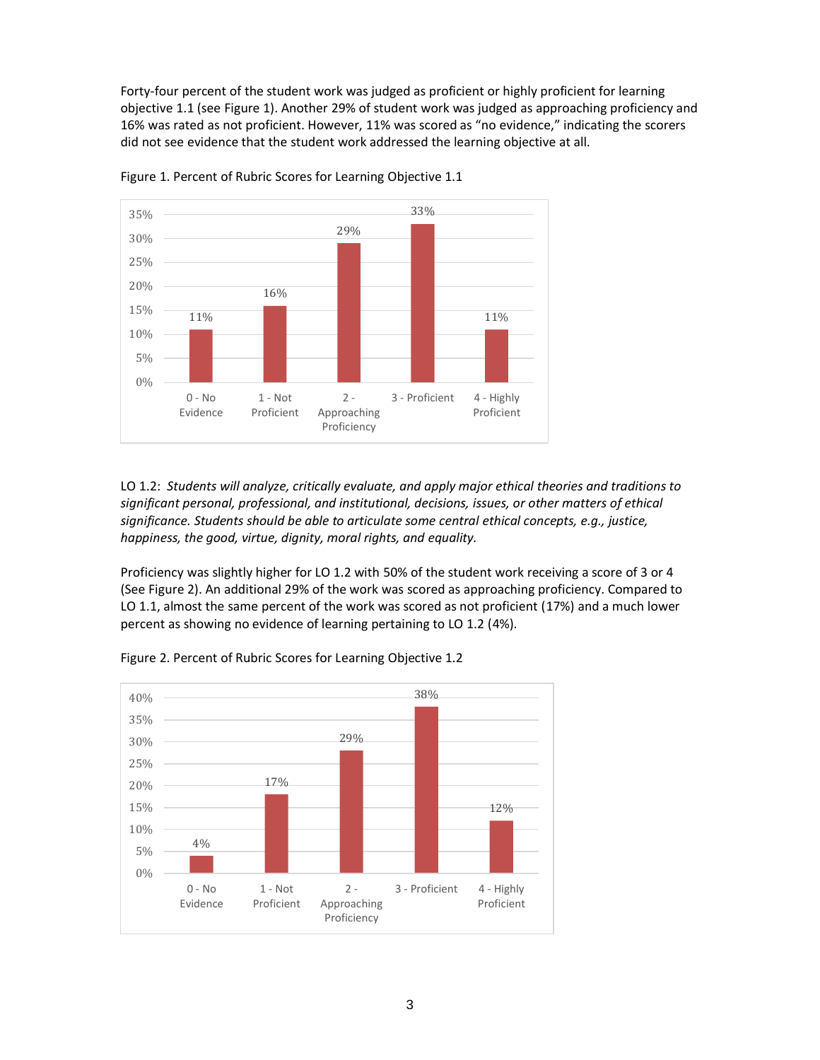Forty-four percent of the student work was judged as proficient or highly proficient for learning objective 1.1 (see Figure 1). Another 29% of student work was judged as approaching proficiency and 16% was rated as not proficient. However, 11% was scored as "no evidence," indicating the scorers did not see evidence that the student work addressed the learning objective at all.

Figure 1. Percent of Rubric Scores for Learning Objective 1.1

| 0 - No Evidence | 1 - Not Proficient | 2 - Approaching Proficiency | 3 - Proficient | 4 - Highly Proficient |
|---|---|---|---|---|
| 11% | 16% | 29% | 33% | 11% |

LO 1.2: *Students will analyze, critically evaluate, and apply major ethical theories and traditions to significant personal, professional, and institutional, decisions, issues, or other matters of ethical significance. Students should be able to articulate some central ethical concepts, e.g., justice, happiness, the good, virtue, dignity, moral rights, and equality.*

Proficiency was slightly higher for LO 1.2 with 50% of the student work receiving a score of 3 or 4 (See Figure 2). An additional 29% of the work was scored as approaching proficiency. Compared to LO 1.1, almost the same percent of the work was scored as not proficient (17%) and a much lower percent as showing no evidence of learning pertaining to LO 1.2 (4%).

Figure 2. Percent of Rubric Scores for Learning Objective 1.2

| 0 - No Evidence | 1 - Not Proficient | 2 - Approaching Proficiency | 3 - Proficient | 4 - Highly Proficient |
|---|---|---|---|---|
| 4% | 17% | 29% | 38% | 12% |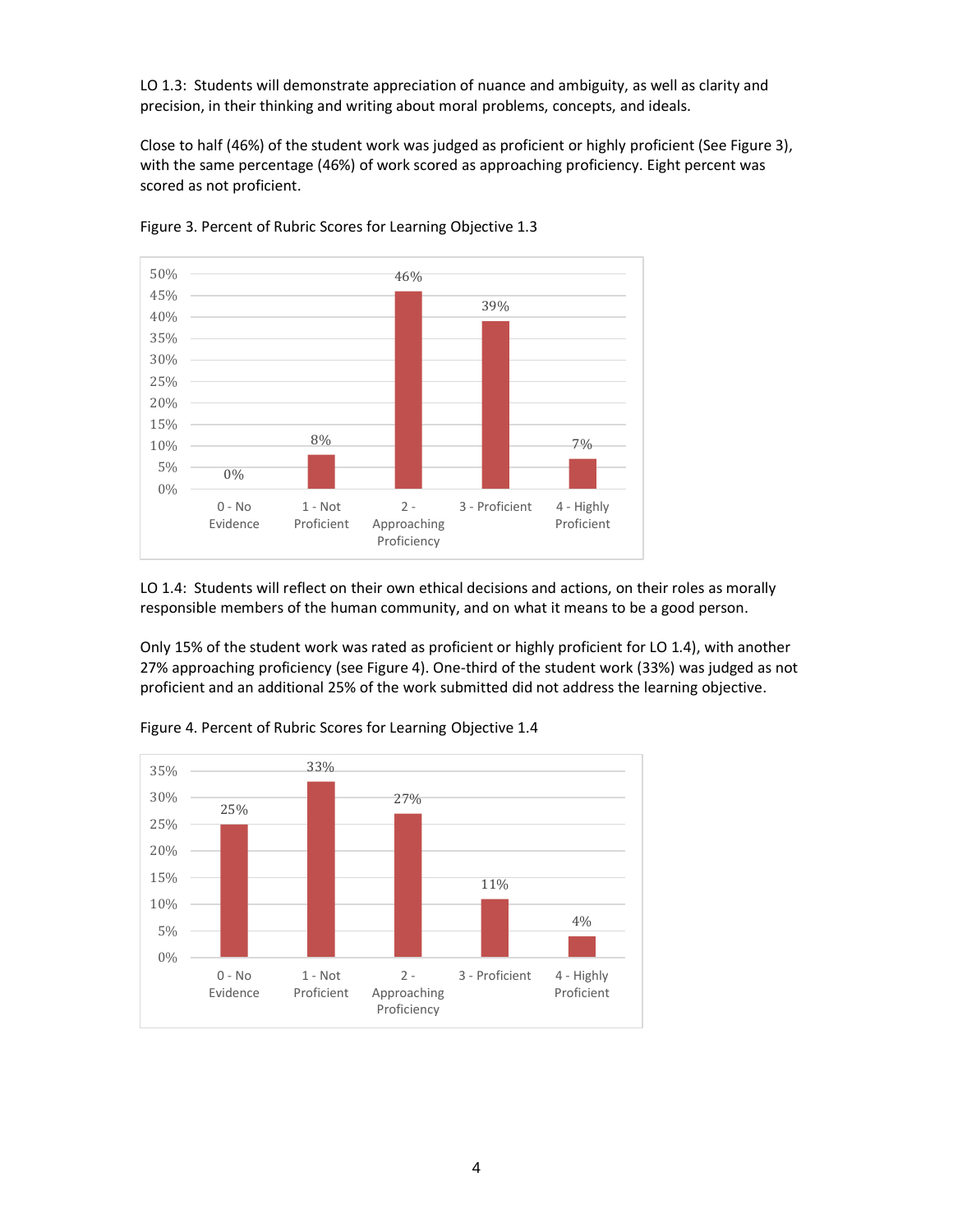LO 1.3: Students will demonstrate appreciation of nuance and ambiguity, as well as clarity and precision, in their thinking and writing about moral problems, concepts, and ideals.

Close to half (46%) of the student work was judged as proficient or highly proficient (See Figure 3), with the same percentage (46%) of work scored as approaching proficiency. Eight percent was scored as not proficient.

Figure 3. Percent of Rubric Scores for Learning Objective 1.3

50%
45%
40%
35%
30%
25%
20%
15%
10%
5%
0%

0%
8%
46%
39%
7%

0 - No Evidence
1 - Not Proficient
2 - Approaching Proficiency
3 - Proficient
4 - Highly Proficient

LO 1.4: Students will reflect on their own ethical decisions and actions, on their roles as morally responsible members of the human community, and on what it means to be a good person.

Only 15% of the student work was rated as proficient or highly proficient for LO 1.4), with another 27% approaching proficiency (see Figure 4). One-third of the student work (33%) was judged as not proficient and an additional 25% of the work submitted did not address the learning objective.

Figure 4. Percent of Rubric Scores for Learning Objective 1.4

35%
30%
25%
20%
15%
10%
5%
0%

25%
33%
27%
11%
4%

0 - No Evidence
1 - Not Proficient
2 - Approaching Proficiency
3 - Proficient
4 - Highly Proficient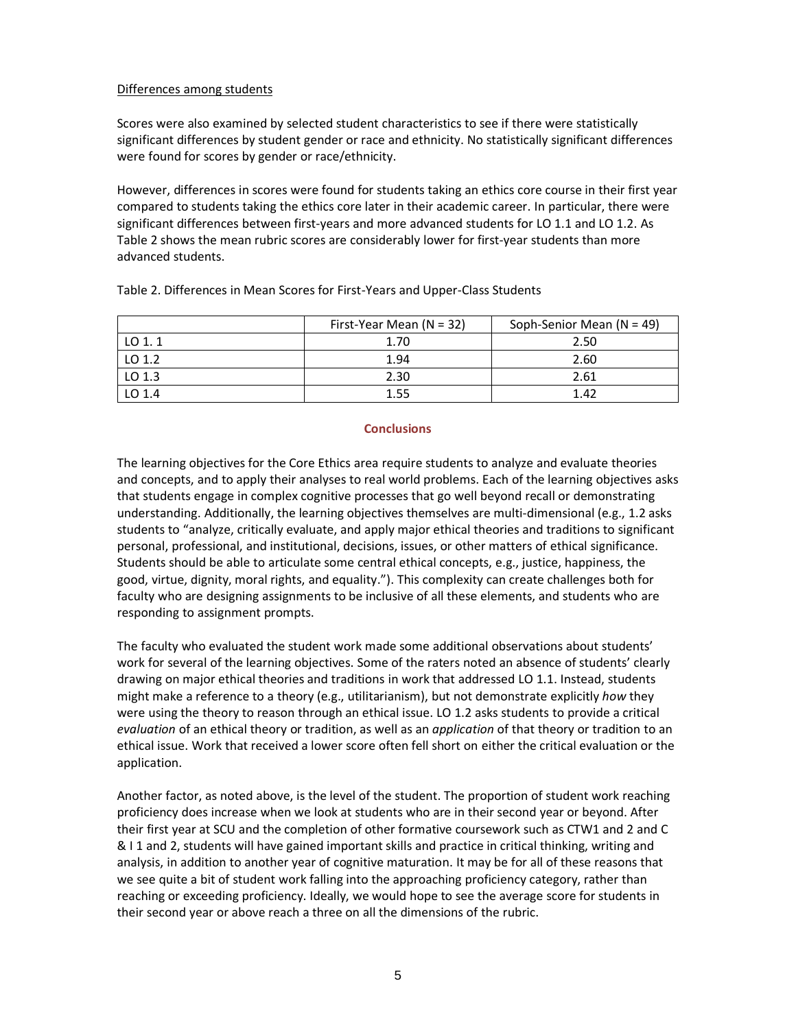Differences among students

Scores were also examined by selected student characteristics to see if there were statistically significant differences by student gender or race and ethnicity. No statistically significant differences were found for scores by gender or race/ethnicity.

However, differences in scores were found for students taking an ethics core course in their first year compared to students taking the ethics core later in their academic career. In particular, there were significant differences between first-years and more advanced students for LO 1.1 and LO 1.2. As Table 2 shows the mean rubric scores are considerably lower for first-year students than more advanced students.

Table 2. Differences in Mean Scores for First-Years and Upper-Class Students

| | First-Year Mean (N = 32) | Soph-Senior Mean (N = 49) |
|---|---|---|
| LO 1. 1 | 1.70 | 2.50 |
| LO 1.2 | 1.94 | 2.60 |
| LO 1.3 | 2.30 | 2.61 |
| LO 1.4 | 1.55 | 1.42 |

## Conclusions

The learning objectives for the Core Ethics area require students to analyze and evaluate theories and concepts, and to apply their analyses to real world problems. Each of the learning objectives asks that students engage in complex cognitive processes that go well beyond recall or demonstrating understanding. Additionally, the learning objectives themselves are multi-dimensional (e.g., 1.2 asks students to "analyze, critically evaluate, and apply major ethical theories and traditions to significant personal, professional, and institutional, decisions, issues, or other matters of ethical significance. Students should be able to articulate some central ethical concepts, e.g., justice, happiness, the good, virtue, dignity, moral rights, and equality."). This complexity can create challenges both for faculty who are designing assignments to be inclusive of all these elements, and students who are responding to assignment prompts.

The faculty who evaluated the student work made some additional observations about students' work for several of the learning objectives. Some of the raters noted an absence of students' clearly drawing on major ethical theories and traditions in work that addressed LO 1.1. Instead, students might make a reference to a theory (e.g., utilitarianism), but not demonstrate explicitly *how* they were using the theory to reason through an ethical issue. LO 1.2 asks students to provide a critical *evaluation* of an ethical theory or tradition, as well as an *application* of that theory or tradition to an ethical issue. Work that received a lower score often fell short on either the critical evaluation or the application.

Another factor, as noted above, is the level of the student. The proportion of student work reaching proficiency does increase when we look at students who are in their second year or beyond. After their first year at SCU and the completion of other formative coursework such as CTW1 and 2 and C & I 1 and 2, students will have gained important skills and practice in critical thinking, writing and analysis, in addition to another year of cognitive maturation. It may be for all of these reasons that we see quite a bit of student work falling into the approaching proficiency category, rather than reaching or exceeding proficiency. Ideally, we would hope to see the average score for students in their second year or above reach a three on all the dimensions of the rubric.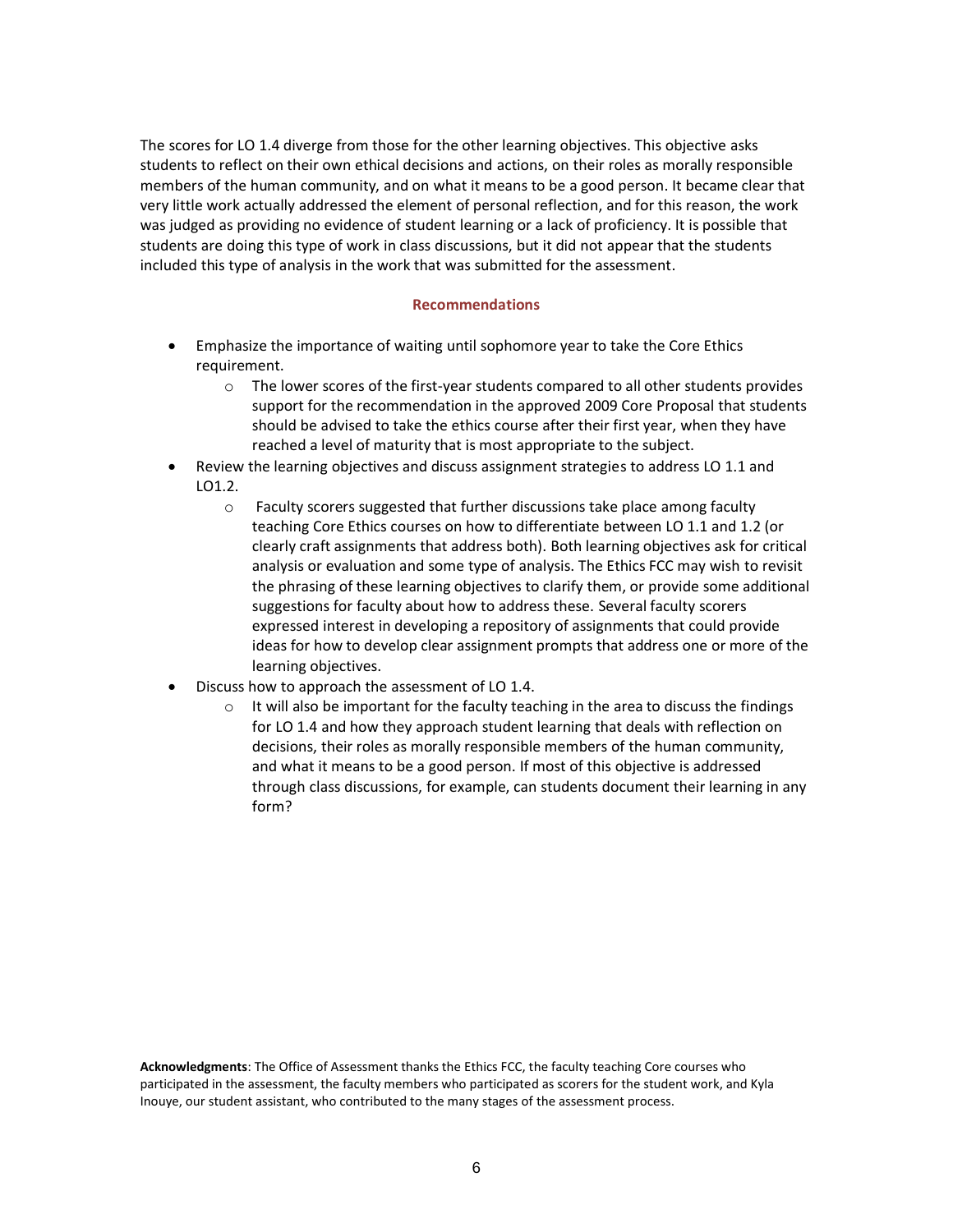The scores for LO 1.4 diverge from those for the other learning objectives. This objective asks students to reflect on their own ethical decisions and actions, on their roles as morally responsible members of the human community, and on what it means to be a good person. It became clear that very little work actually addressed the element of personal reflection, and for this reason, the work was judged as providing no evidence of student learning or a lack of proficiency. It is possible that students are doing this type of work in class discussions, but it did not appear that the students included this type of analysis in the work that was submitted for the assessment.

## Recommendations

- Emphasize the importance of waiting until sophomore year to take the Core Ethics requirement.
  - The lower scores of the first-year students compared to all other students provides support for the recommendation in the approved 2009 Core Proposal that students should be advised to take the ethics course after their first year, when they have reached a level of maturity that is most appropriate to the subject.
- Review the learning objectives and discuss assignment strategies to address LO 1.1 and LO1.2.
  - Faculty scorers suggested that further discussions take place among faculty teaching Core Ethics courses on how to differentiate between LO 1.1 and 1.2 (or clearly craft assignments that address both). Both learning objectives ask for critical analysis or evaluation and some type of analysis. The Ethics FCC may wish to revisit the phrasing of these learning objectives to clarify them, or provide some additional suggestions for faculty about how to address these. Several faculty scorers expressed interest in developing a repository of assignments that could provide ideas for how to develop clear assignment prompts that address one or more of the learning objectives.
- Discuss how to approach the assessment of LO 1.4.
  - It will also be important for the faculty teaching in the area to discuss the findings for LO 1.4 and how they approach student learning that deals with reflection on decisions, their roles as morally responsible members of the human community, and what it means to be a good person. If most of this objective is addressed through class discussions, for example, can students document their learning in any form?

**Acknowledgments**: The Office of Assessment thanks the Ethics FCC, the faculty teaching Core courses who participated in the assessment, the faculty members who participated as scorers for the student work, and Kyla Inouye, our student assistant, who contributed to the many stages of the assessment process.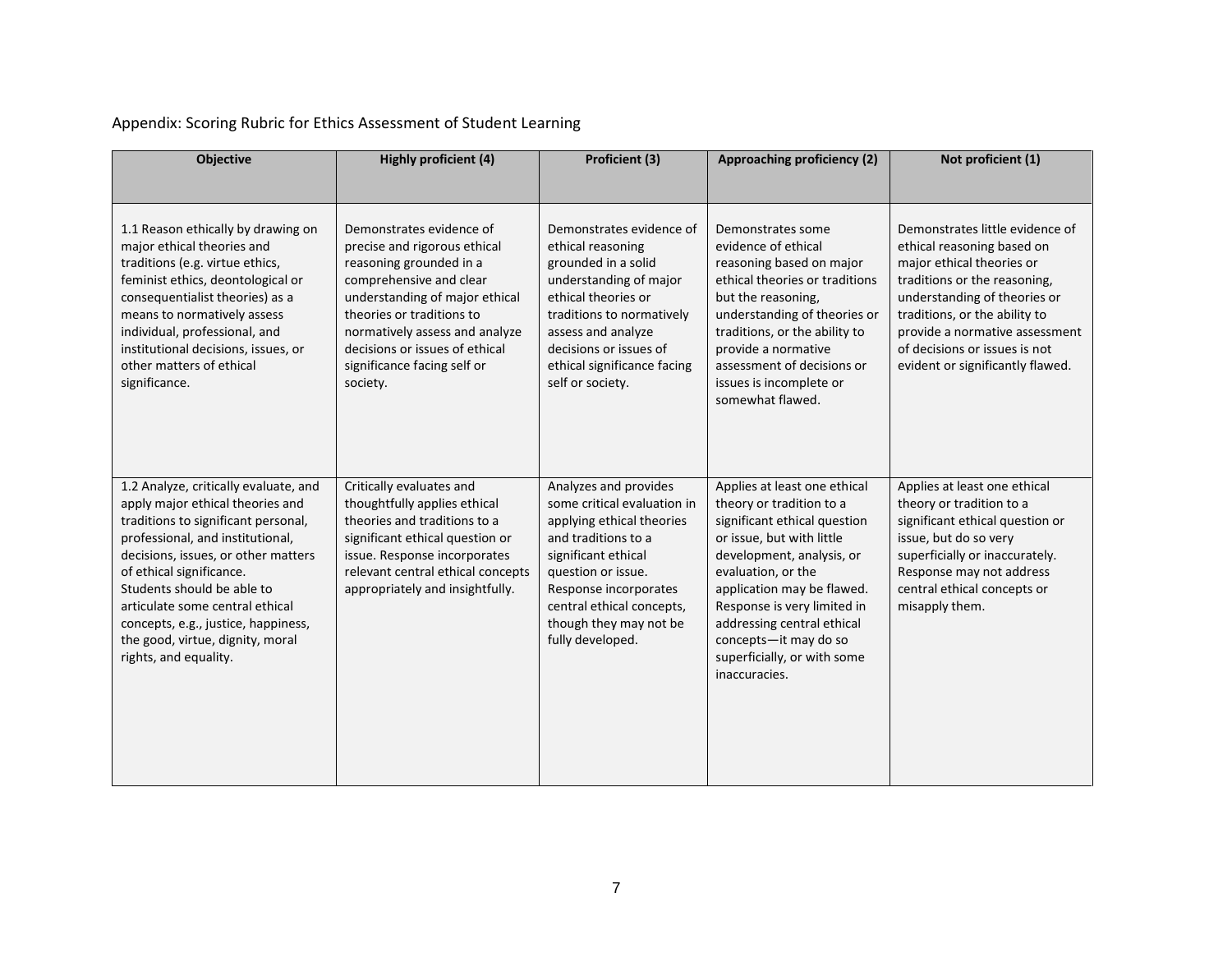Appendix: Scoring Rubric for Ethics Assessment of Student Learning

| Objective | Highly proficient (4) | Proficient (3) | Approaching proficiency (2) | Not proficient (1) |
|---|---|---|---|---|
| 1.1 Reason ethically by drawing on major ethical theories and traditions (e.g. virtue ethics, feminist ethics, deontological or consequentialist theories) as a means to normatively assess individual, professional, and institutional decisions, issues, or other matters of ethical significance. | Demonstrates evidence of precise and rigorous ethical reasoning grounded in a comprehensive and clear understanding of major ethical theories or traditions to normatively assess and analyze decisions or issues of ethical significance facing self or society. | Demonstrates evidence of ethical reasoning grounded in a solid understanding of major ethical theories or traditions to normatively assess and analyze decisions or issues of ethical significance facing self or society. | Demonstrates some evidence of ethical reasoning based on major ethical theories or traditions but the reasoning, understanding of theories or traditions, or the ability to provide a normative assessment of decisions or issues is incomplete or somewhat flawed. | Demonstrates little evidence of ethical reasoning based on major ethical theories or traditions or the reasoning, understanding of theories or traditions, or the ability to provide a normative assessment of decisions or issues is not evident or significantly flawed. |
| 1.2 Analyze, critically evaluate, and apply major ethical theories and traditions to significant personal, professional, and institutional, decisions, issues, or other matters of ethical significance. Students should be able to articulate some central ethical concepts, e.g., justice, happiness, the good, virtue, dignity, moral rights, and equality. | Critically evaluates and thoughtfully applies ethical theories and traditions to a significant ethical question or issue. Response incorporates relevant central ethical concepts appropriately and insightfully. | Analyzes and provides some critical evaluation in applying ethical theories and traditions to a significant ethical question or issue. Response incorporates central ethical concepts, though they may not be fully developed. | Applies at least one ethical theory or tradition to a significant ethical question or issue, but with little development, analysis, or evaluation, or the application may be flawed. Response is very limited in addressing central ethical concepts—it may do so superficially, or with some inaccuracies. | Applies at least one ethical theory or tradition to a significant ethical question or issue, but do so very superficially or inaccurately. Response may not address central ethical concepts or misapply them. |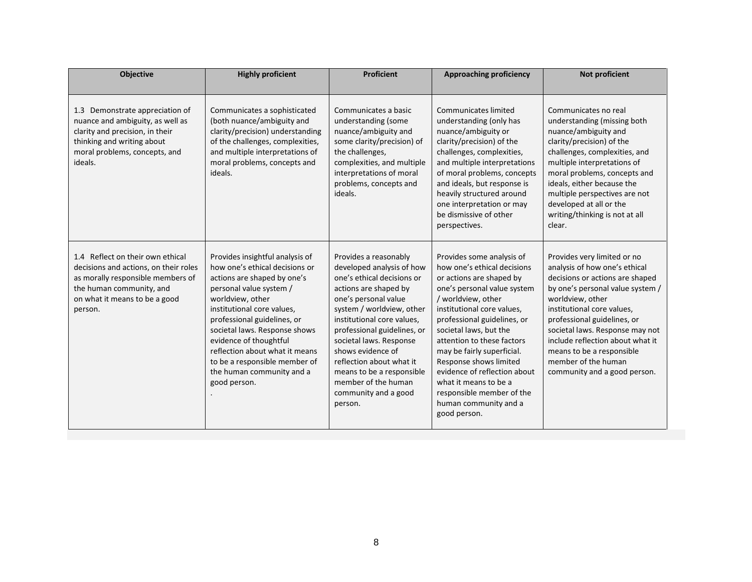| Objective | Highly proficient | Proficient | Approaching proficiency | Not proficient |
|---|---|---|---|---|
| 1.3 Demonstrate appreciation of nuance and ambiguity, as well as clarity and precision, in their thinking and writing about moral problems, concepts, and ideals. | Communicates a sophisticated (both nuance/ambiguity and clarity/precision) understanding of the challenges, complexities, and multiple interpretations of moral problems, concepts and ideals. | Communicates a basic understanding (some nuance/ambiguity and some clarity/precision) of the challenges, complexities, and multiple interpretations of moral problems, concepts and ideals. | Communicates limited understanding (only has nuance/ambiguity or clarity/precision) of the challenges, complexities, and multiple interpretations of moral problems, concepts and ideals, but response is heavily structured around one interpretation or may be dismissive of other perspectives. | Communicates no real understanding (missing both nuance/ambiguity and clarity/precision) of the challenges, complexities, and multiple interpretations of moral problems, concepts and ideals, either because the multiple perspectives are not developed at all or the writing/thinking is not at all clear. |
| 1.4 Reflect on their own ethical decisions and actions, on their roles as morally responsible members of the human community, and on what it means to be a good person. | Provides insightful analysis of how one's ethical decisions or actions are shaped by one's personal value system / worldview, other institutional core values, professional guidelines, or societal laws. Response shows evidence of thoughtful reflection about what it means to be a responsible member of the human community and a good person. . | Provides a reasonably developed analysis of how one's ethical decisions or actions are shaped by one's personal value system / worldview, other institutional core values, professional guidelines, or societal laws. Response shows evidence of reflection about what it means to be a responsible member of the human community and a good person. | Provides some analysis of how one's ethical decisions or actions are shaped by one's personal value system / worldview, other institutional core values, professional guidelines, or societal laws, but the attention to these factors may be fairly superficial. Response shows limited evidence of reflection about what it means to be a responsible member of the human community and a good person. | Provides very limited or no analysis of how one's ethical decisions or actions are shaped by one's personal value system / worldview, other institutional core values, professional guidelines, or societal laws. Response may not include reflection about what it means to be a responsible member of the human community and a good person. |